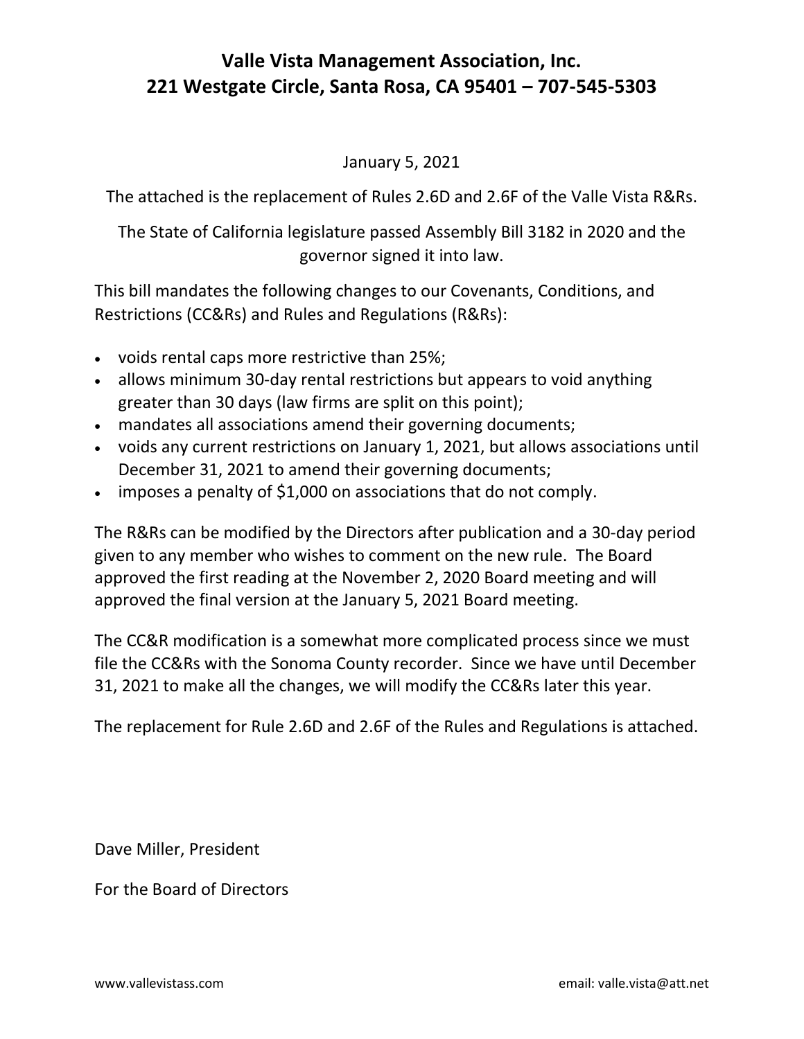# Valle Vista Management Association, Inc.
# 221 Westgate Circle, Santa Rosa, CA 95401 – 707-545-5303

January 5, 2021

The attached is the replacement of Rules 2.6D and 2.6F of the Valle Vista R&Rs.

The State of California legislature passed Assembly Bill 3182 in 2020 and the governor signed it into law.

This bill mandates the following changes to our Covenants, Conditions, and Restrictions (CC&Rs) and Rules and Regulations (R&Rs):

- voids rental caps more restrictive than 25%;
- allows minimum 30-day rental restrictions but appears to void anything greater than 30 days (law firms are split on this point);
- mandates all associations amend their governing documents;
- voids any current restrictions on January 1, 2021, but allows associations until December 31, 2021 to amend their governing documents;
- imposes a penalty of $1,000 on associations that do not comply.

The R&Rs can be modified by the Directors after publication and a 30-day period given to any member who wishes to comment on the new rule. The Board approved the first reading at the November 2, 2020 Board meeting and will approved the final version at the January 5, 2021 Board meeting.

The CC&R modification is a somewhat more complicated process since we must file the CC&Rs with the Sonoma County recorder. Since we have until December 31, 2021 to make all the changes, we will modify the CC&Rs later this year.

The replacement for Rule 2.6D and 2.6F of the Rules and Regulations is attached.

Dave Miller, President

For the Board of Directors

www.vallevistass.com email: valle.vista@att.net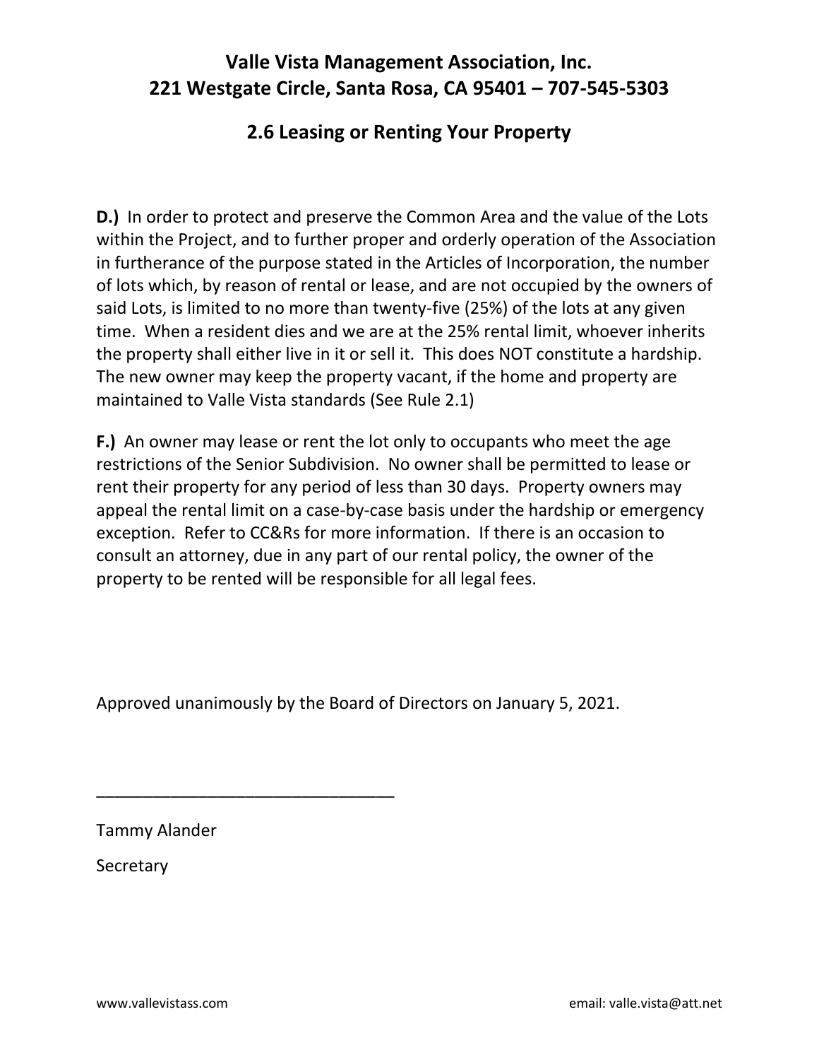# Valle Vista Management Association, Inc.
# 221 Westgate Circle, Santa Rosa, CA 95401 – 707-545-5303

## 2.6 Leasing or Renting Your Property

**D.)** In order to protect and preserve the Common Area and the value of the Lots within the Project, and to further proper and orderly operation of the Association in furtherance of the purpose stated in the Articles of Incorporation, the number of lots which, by reason of rental or lease, and are not occupied by the owners of said Lots, is limited to no more than twenty-five (25%) of the lots at any given time. When a resident dies and we are at the 25% rental limit, whoever inherits the property shall either live in it or sell it. This does NOT constitute a hardship. The new owner may keep the property vacant, if the home and property are maintained to Valle Vista standards (See Rule 2.1)

**F.)** An owner may lease or rent the lot only to occupants who meet the age restrictions of the Senior Subdivision. No owner shall be permitted to lease or rent their property for any period of less than 30 days. Property owners may appeal the rental limit on a case-by-case basis under the hardship or emergency exception. Refer to CC&Rs for more information. If there is an occasion to consult an attorney, due in any part of our rental policy, the owner of the property to be rented will be responsible for all legal fees.

Approved unanimously by the Board of Directors on January 5, 2021.

\_\_\_\_\_\_\_\_\_\_\_\_\_\_\_\_\_\_\_\_\_\_\_\_\_\_\_\_\_\_\_\_\_\_

Tammy Alander

Secretary

www.vallevistass.com email: valle.vista@att.net